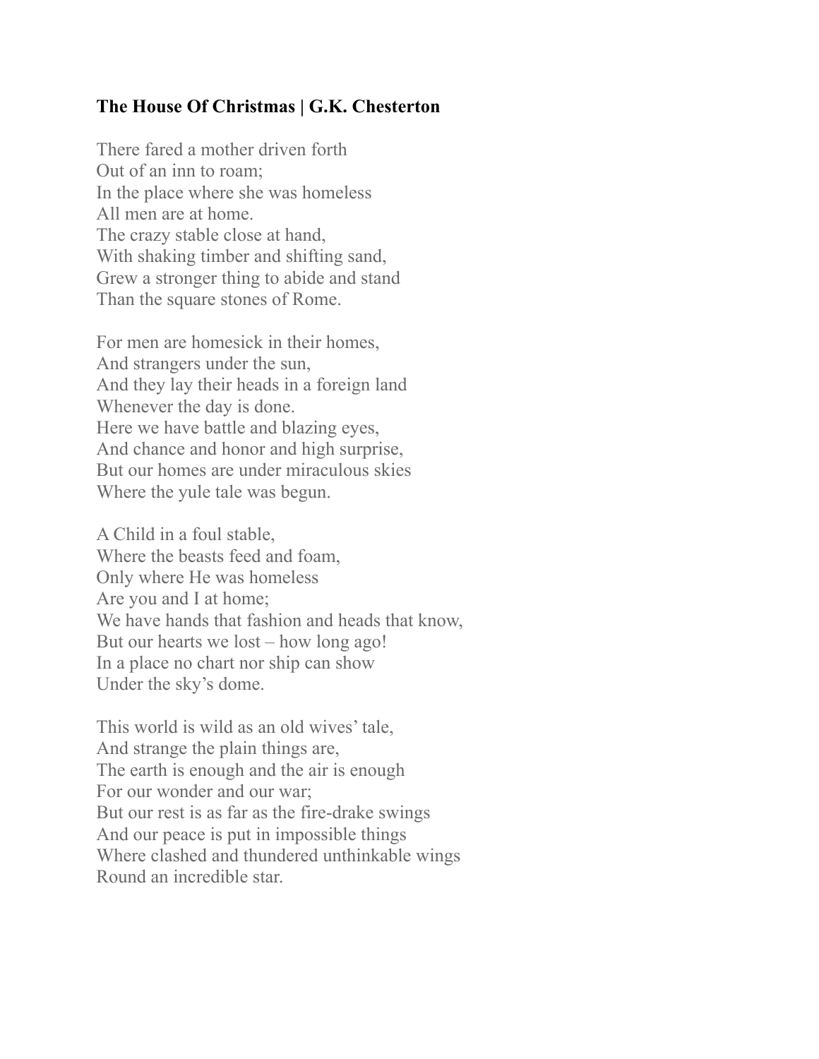**The House Of Christmas | G.K. Chesterton**

There fared a mother driven forth  
Out of an inn to roam;  
In the place where she was homeless  
All men are at home.  
The crazy stable close at hand,  
With shaking timber and shifting sand,  
Grew a stronger thing to abide and stand  
Than the square stones of Rome.

For men are homesick in their homes,  
And strangers under the sun,  
And they lay their heads in a foreign land  
Whenever the day is done.  
Here we have battle and blazing eyes,  
And chance and honor and high surprise,  
But our homes are under miraculous skies  
Where the yule tale was begun.

A Child in a foul stable,  
Where the beasts feed and foam,  
Only where He was homeless  
Are you and I at home;  
We have hands that fashion and heads that know,  
But our hearts we lost – how long ago!  
In a place no chart nor ship can show  
Under the sky's dome.

This world is wild as an old wives' tale,  
And strange the plain things are,  
The earth is enough and the air is enough  
For our wonder and our war;  
But our rest is as far as the fire-drake swings  
And our peace is put in impossible things  
Where clashed and thundered unthinkable wings  
Round an incredible star.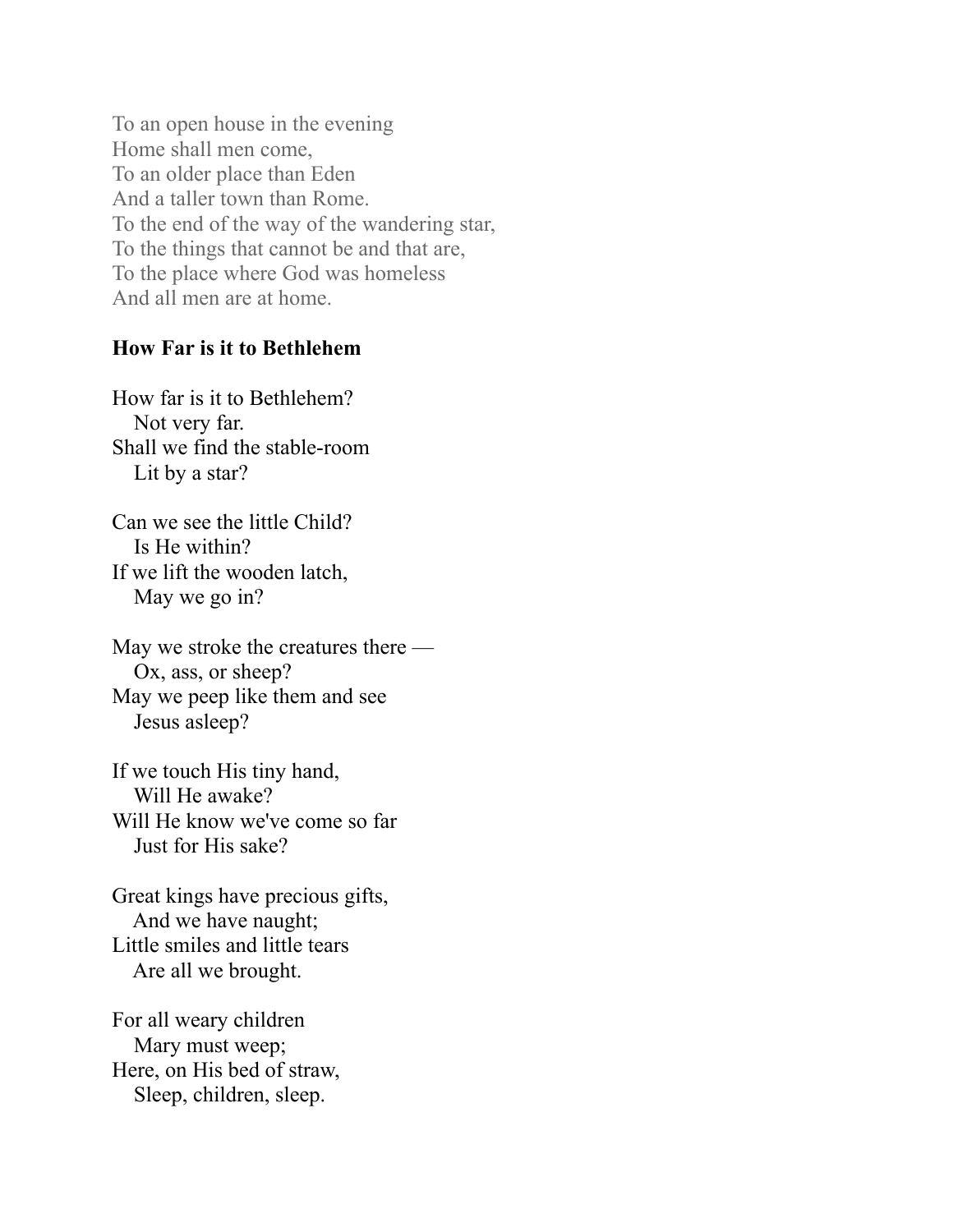To an open house in the evening  
Home shall men come,  
To an older place than Eden  
And a taller town than Rome.  
To the end of the way of the wandering star,  
To the things that cannot be and that are,  
To the place where God was homeless  
And all men are at home.

**How Far is it to Bethlehem**

How far is it to Bethlehem?  
Not very far.  
Shall we find the stable-room  
Lit by a star?

Can we see the little Child?  
Is He within?  
If we lift the wooden latch,  
May we go in?

May we stroke the creatures there —  
Ox, ass, or sheep?  
May we peep like them and see  
Jesus asleep?

If we touch His tiny hand,  
Will He awake?  
Will He know we've come so far  
Just for His sake?

Great kings have precious gifts,  
And we have naught;  
Little smiles and little tears  
Are all we brought.

For all weary children  
Mary must weep;  
Here, on His bed of straw,  
Sleep, children, sleep.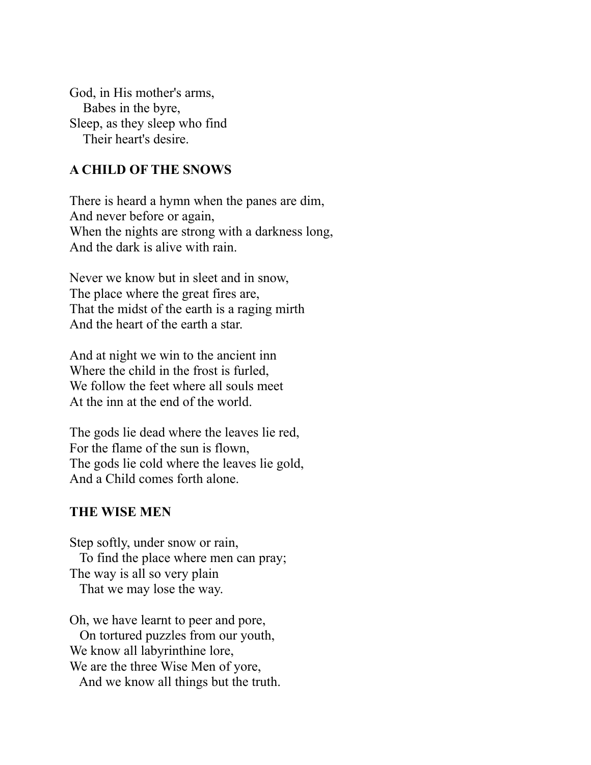God, in His mother's arms,
   Babes in the byre,
Sleep, as they sleep who find
   Their heart's desire.

## A CHILD OF THE SNOWS

There is heard a hymn when the panes are dim,
And never before or again,
When the nights are strong with a darkness long,
And the dark is alive with rain.

Never we know but in sleet and in snow,
The place where the great fires are,
That the midst of the earth is a raging mirth
And the heart of the earth a star.

And at night we win to the ancient inn
Where the child in the frost is furled,
We follow the feet where all souls meet
At the inn at the end of the world.

The gods lie dead where the leaves lie red,
For the flame of the sun is flown,
The gods lie cold where the leaves lie gold,
And a Child comes forth alone.

## THE WISE MEN

Step softly, under snow or rain,
   To find the place where men can pray;
The way is all so very plain
   That we may lose the way.

Oh, we have learnt to peer and pore,
   On tortured puzzles from our youth,
We know all labyrinthine lore,
We are the three Wise Men of yore,
   And we know all things but the truth.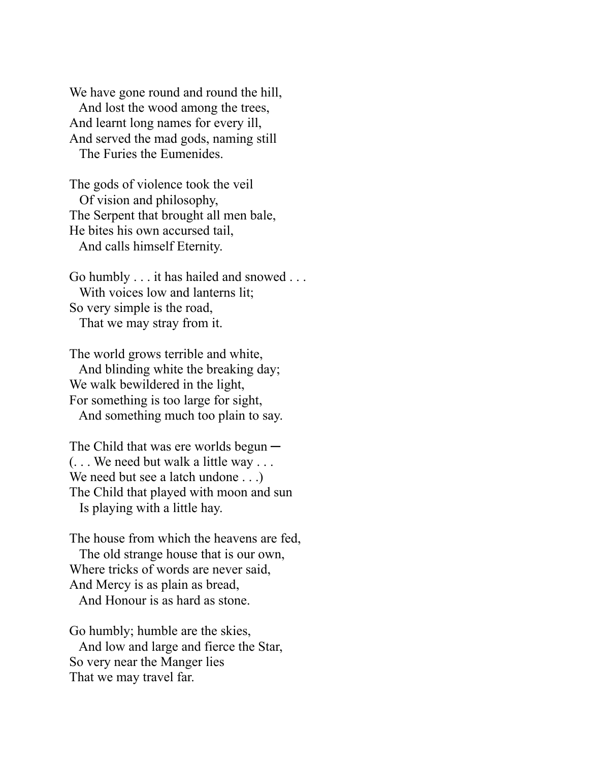We have gone round and round the hill,  
   And lost the wood among the trees,  
And learnt long names for every ill,  
And served the mad gods, naming still  
   The Furies the Eumenides.

The gods of violence took the veil  
   Of vision and philosophy,  
The Serpent that brought all men bale,  
He bites his own accursed tail,  
   And calls himself Eternity.

Go humbly . . . it has hailed and snowed . . .  
   With voices low and lanterns lit;  
So very simple is the road,  
   That we may stray from it.

The world grows terrible and white,  
   And blinding white the breaking day;  
We walk bewildered in the light,  
For something is too large for sight,  
   And something much too plain to say.

The Child that was ere worlds begun ─  
(. . . We need but walk a little way . . .  
We need but see a latch undone . . .)  
The Child that played with moon and sun  
   Is playing with a little hay.

The house from which the heavens are fed,  
   The old strange house that is our own,  
Where tricks of words are never said,  
And Mercy is as plain as bread,  
   And Honour is as hard as stone.

Go humbly; humble are the skies,  
   And low and large and fierce the Star,  
So very near the Manger lies  
That we may travel far.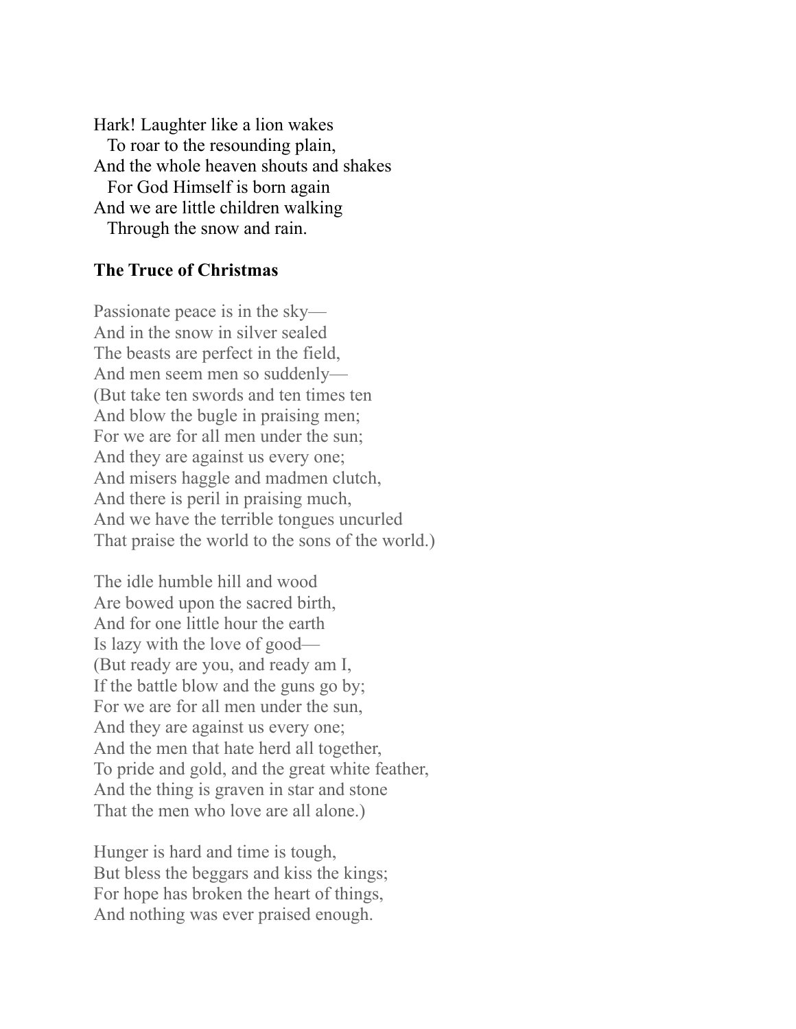Hark! Laughter like a lion wakes  
   To roar to the resounding plain,  
And the whole heaven shouts and shakes  
   For God Himself is born again  
And we are little children walking  
   Through the snow and rain.

**The Truce of Christmas**

Passionate peace is in the sky—  
And in the snow in silver sealed  
The beasts are perfect in the field,  
And men seem men so suddenly—  
(But take ten swords and ten times ten  
And blow the bugle in praising men;  
For we are for all men under the sun;  
And they are against us every one;  
And misers haggle and madmen clutch,  
And there is peril in praising much,  
And we have the terrible tongues uncurled  
That praise the world to the sons of the world.)

The idle humble hill and wood  
Are bowed upon the sacred birth,  
And for one little hour the earth  
Is lazy with the love of good—  
(But ready are you, and ready am I,  
If the battle blow and the guns go by;  
For we are for all men under the sun,  
And they are against us every one;  
And the men that hate herd all together,  
To pride and gold, and the great white feather,  
And the thing is graven in star and stone  
That the men who love are all alone.)

Hunger is hard and time is tough,  
But bless the beggars and kiss the kings;  
For hope has broken the heart of things,  
And nothing was ever praised enough.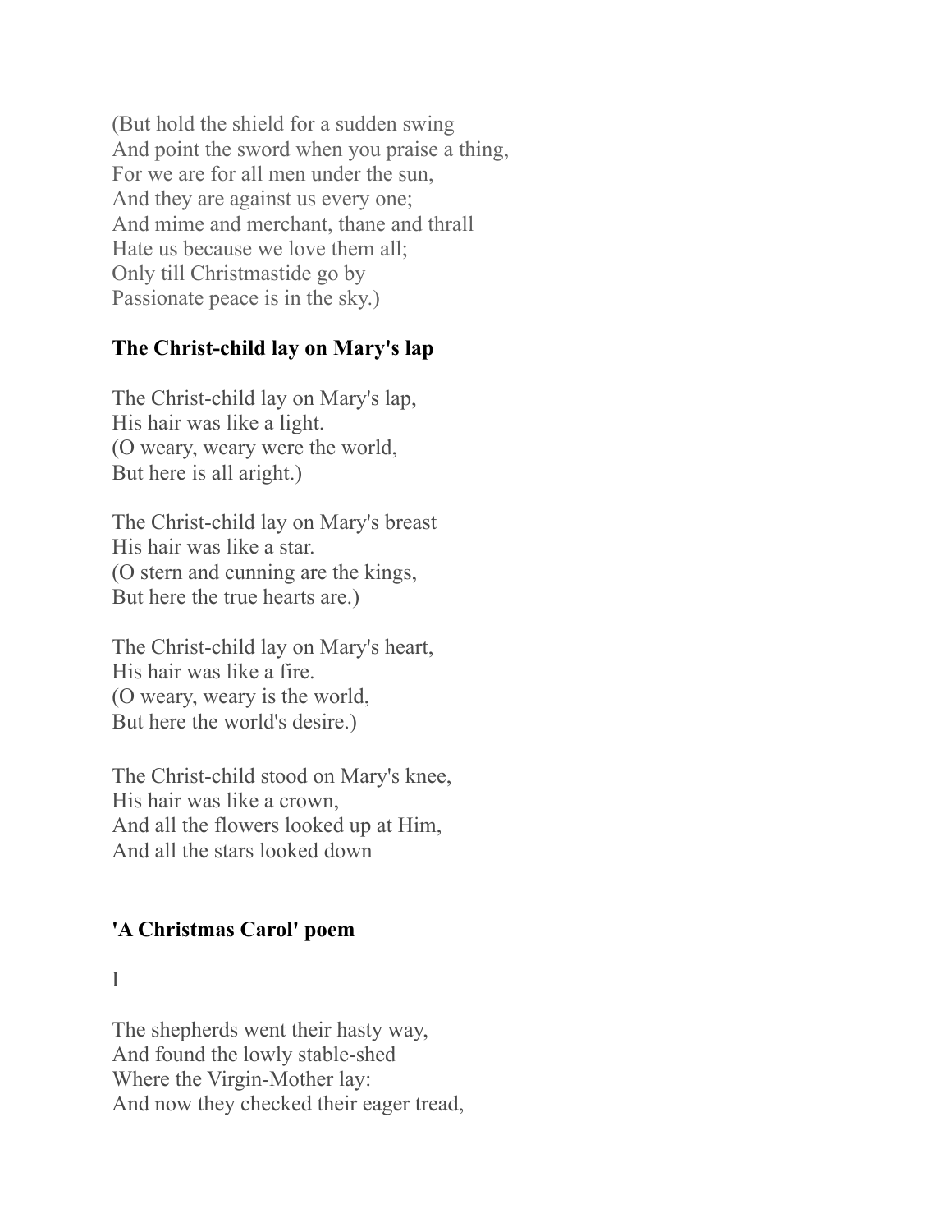(But hold the shield for a sudden swing
And point the sword when you praise a thing,
For we are for all men under the sun,
And they are against us every one;
And mime and merchant, thane and thrall
Hate us because we love them all;
Only till Christmastide go by
Passionate peace is in the sky.)

### The Christ-child lay on Mary's lap

The Christ-child lay on Mary's lap,
His hair was like a light.
(O weary, weary were the world,
But here is all aright.)

The Christ-child lay on Mary's breast
His hair was like a star.
(O stern and cunning are the kings,
But here the true hearts are.)

The Christ-child lay on Mary's heart,
His hair was like a fire.
(O weary, weary is the world,
But here the world's desire.)

The Christ-child stood on Mary's knee,
His hair was like a crown,
And all the flowers looked up at Him,
And all the stars looked down

### 'A Christmas Carol' poem

I

The shepherds went their hasty way,
And found the lowly stable-shed
Where the Virgin-Mother lay:
And now they checked their eager tread,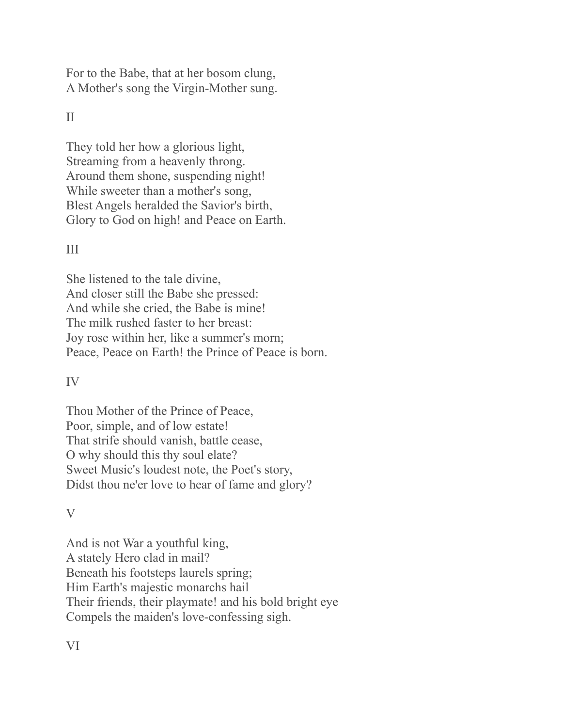For to the Babe, that at her bosom clung,
A Mother's song the Virgin-Mother sung.

II

They told her how a glorious light,
Streaming from a heavenly throng.
Around them shone, suspending night!
While sweeter than a mother's song,
Blest Angels heralded the Savior's birth,
Glory to God on high! and Peace on Earth.

III

She listened to the tale divine,
And closer still the Babe she pressed:
And while she cried, the Babe is mine!
The milk rushed faster to her breast:
Joy rose within her, like a summer's morn;
Peace, Peace on Earth! the Prince of Peace is born.

IV

Thou Mother of the Prince of Peace,
Poor, simple, and of low estate!
That strife should vanish, battle cease,
O why should this thy soul elate?
Sweet Music's loudest note, the Poet's story,
Didst thou ne'er love to hear of fame and glory?

V

And is not War a youthful king,
A stately Hero clad in mail?
Beneath his footsteps laurels spring;
Him Earth's majestic monarchs hail
Their friends, their playmate! and his bold bright eye
Compels the maiden's love-confessing sigh.

VI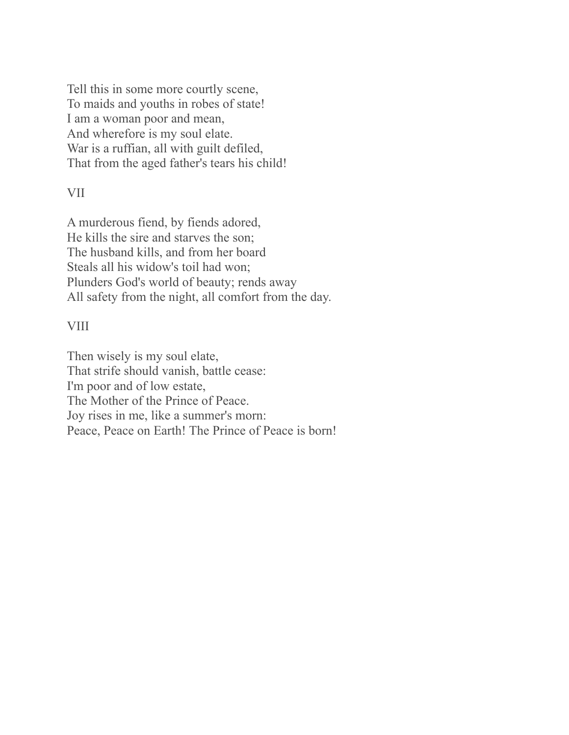Tell this in some more courtly scene,
To maids and youths in robes of state!
I am a woman poor and mean,
And wherefore is my soul elate.
War is a ruffian, all with guilt defiled,
That from the aged father's tears his child!

VII

A murderous fiend, by fiends adored,
He kills the sire and starves the son;
The husband kills, and from her board
Steals all his widow's toil had won;
Plunders God's world of beauty; rends away
All safety from the night, all comfort from the day.

VIII

Then wisely is my soul elate,
That strife should vanish, battle cease:
I'm poor and of low estate,
The Mother of the Prince of Peace.
Joy rises in me, like a summer's morn:
Peace, Peace on Earth! The Prince of Peace is born!